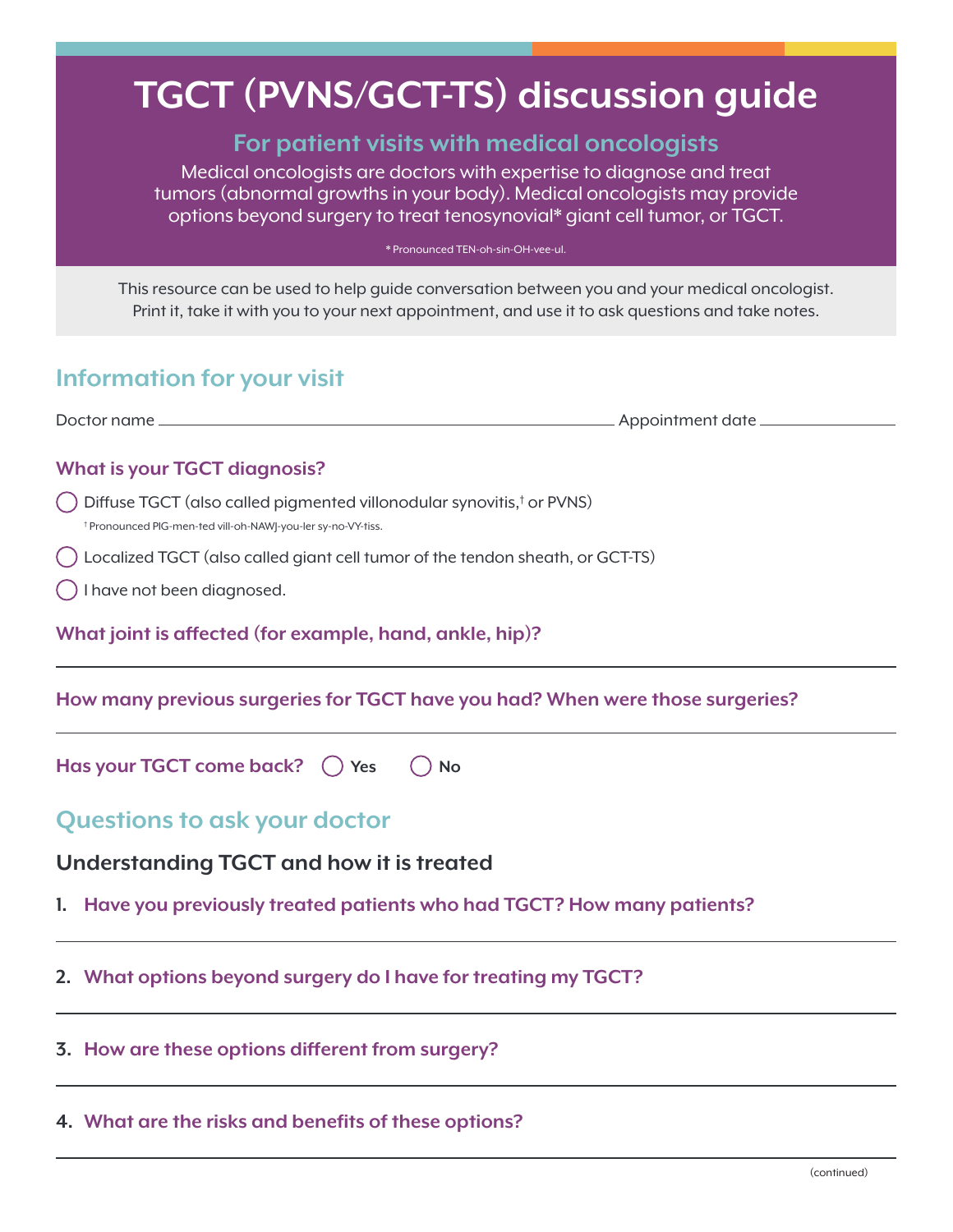# TGCT (PVNS/GCT-TS) discussion guide

## For patient visits with medical oncologists

Medical oncologists are doctors with expertise to diagnose and treat tumors (abnormal growths in your body). Medical oncologists may provide options beyond surgery to treat tenosynovial* giant cell tumor, or TGCT.

\* Pronounced TEN-oh-sin-OH-vee-ul.

This resource can be used to help guide conversation between you and your medical oncologist. Print it, take it with you to your next appointment, and use it to ask questions and take notes.

## Information for your visit

Doctor name ______________________________ Appointment date ______________

### What is your TGCT diagnosis?

- ◯ Diffuse TGCT (also called pigmented villonodular synovitis,† or PVNS)

  † Pronounced PIG-men-ted vill-oh-NAWJ-you-ler sy-no-VY-tiss.

- ◯ Localized TGCT (also called giant cell tumor of the tendon sheath, or GCT-TS)
- ◯ I have not been diagnosed.

### What joint is affected (for example, hand, ankle, hip)?

______________________________

### How many previous surgeries for TGCT have you had? When were those surgeries?

______________________________

### Has your TGCT come back? ◯ Yes ◯ No

## Questions to ask your doctor

### Understanding TGCT and how it is treated

1. **Have you previously treated patients who had TGCT? How many patients?**

   ______________________________

2. **What options beyond surgery do I have for treating my TGCT?**

   ______________________________

3. **How are these options different from surgery?**

   ______________________________

4. **What are the risks and benefits of these options?**

   ______________________________

(continued)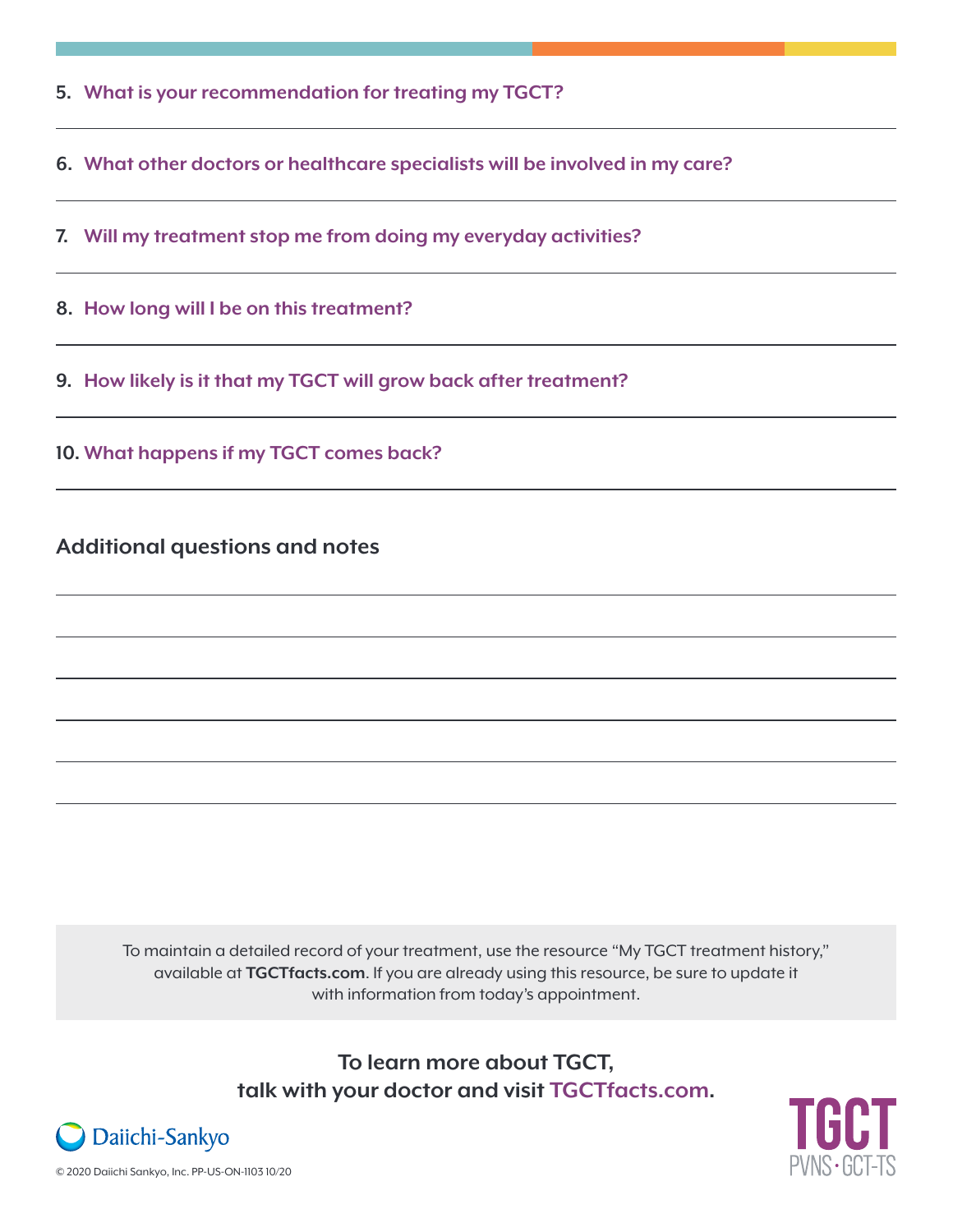5. **What is your recommendation for treating my TGCT?**

6. **What other doctors or healthcare specialists will be involved in my care?**

7. **Will my treatment stop me from doing my everyday activities?**

8. **How long will I be on this treatment?**

9. **How likely is it that my TGCT will grow back after treatment?**

10. **What happens if my TGCT comes back?**

## Additional questions and notes

To maintain a detailed record of your treatment, use the resource "My TGCT treatment history," available at **TGCTfacts.com**. If you are already using this resource, be sure to update it with information from today's appointment.

**To learn more about TGCT, talk with your doctor and visit TGCTfacts.com.**

Daiichi-Sankyo

TGCT
PVNS · GCT-TS

© 2020 Daiichi Sankyo, Inc. PP-US-ON-1103 10/20